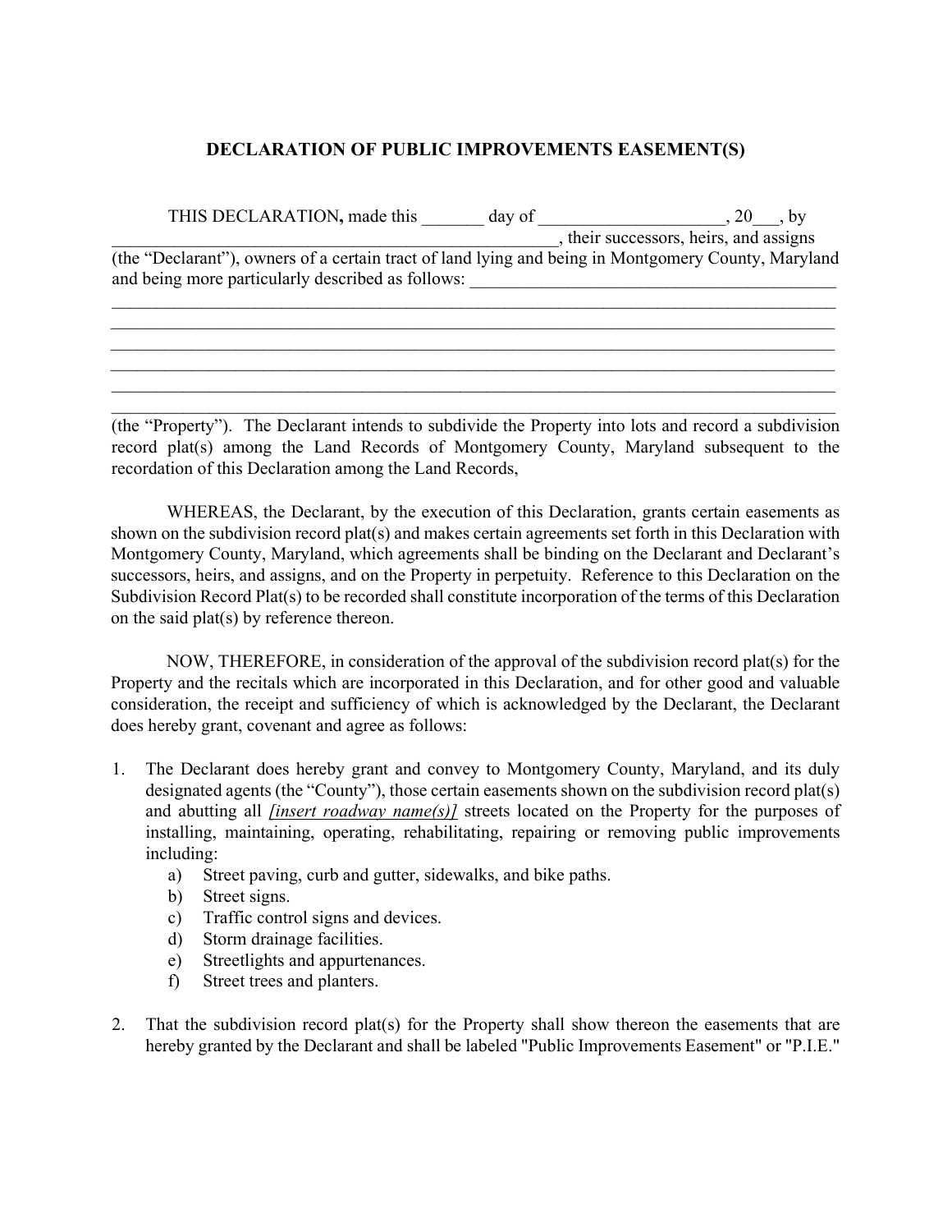# DECLARATION OF PUBLIC IMPROVEMENTS EASEMENT(S)

THIS DECLARATION**,** made this _______ day of ____________________, 20___, by _________________________________________________, their successors, heirs, and assigns (the "Declarant"), owners of a certain tract of land lying and being in Montgomery County, Maryland and being more particularly described as follows: ________________________________________
_______________________________________________________________________________
_______________________________________________________________________________
_______________________________________________________________________________
_______________________________________________________________________________
_______________________________________________________________________________
_______________________________________________________________________________ (the "Property"). The Declarant intends to subdivide the Property into lots and record a subdivision record plat(s) among the Land Records of Montgomery County, Maryland subsequent to the recordation of this Declaration among the Land Records,

WHEREAS, the Declarant, by the execution of this Declaration, grants certain easements as shown on the subdivision record plat(s) and makes certain agreements set forth in this Declaration with Montgomery County, Maryland, which agreements shall be binding on the Declarant and Declarant's successors, heirs, and assigns, and on the Property in perpetuity. Reference to this Declaration on the Subdivision Record Plat(s) to be recorded shall constitute incorporation of the terms of this Declaration on the said plat(s) by reference thereon.

NOW, THEREFORE, in consideration of the approval of the subdivision record plat(s) for the Property and the recitals which are incorporated in this Declaration, and for other good and valuable consideration, the receipt and sufficiency of which is acknowledged by the Declarant, the Declarant does hereby grant, covenant and agree as follows:

1. The Declarant does hereby grant and convey to Montgomery County, Maryland, and its duly designated agents (the "County"), those certain easements shown on the subdivision record plat(s) and abutting all *[insert roadway name(s)]* streets located on the Property for the purposes of installing, maintaining, operating, rehabilitating, repairing or removing public improvements including:
   a) Street paving, curb and gutter, sidewalks, and bike paths.
   b) Street signs.
   c) Traffic control signs and devices.
   d) Storm drainage facilities.
   e) Streetlights and appurtenances.
   f) Street trees and planters.

2. That the subdivision record plat(s) for the Property shall show thereon the easements that are hereby granted by the Declarant and shall be labeled "Public Improvements Easement" or "P.I.E."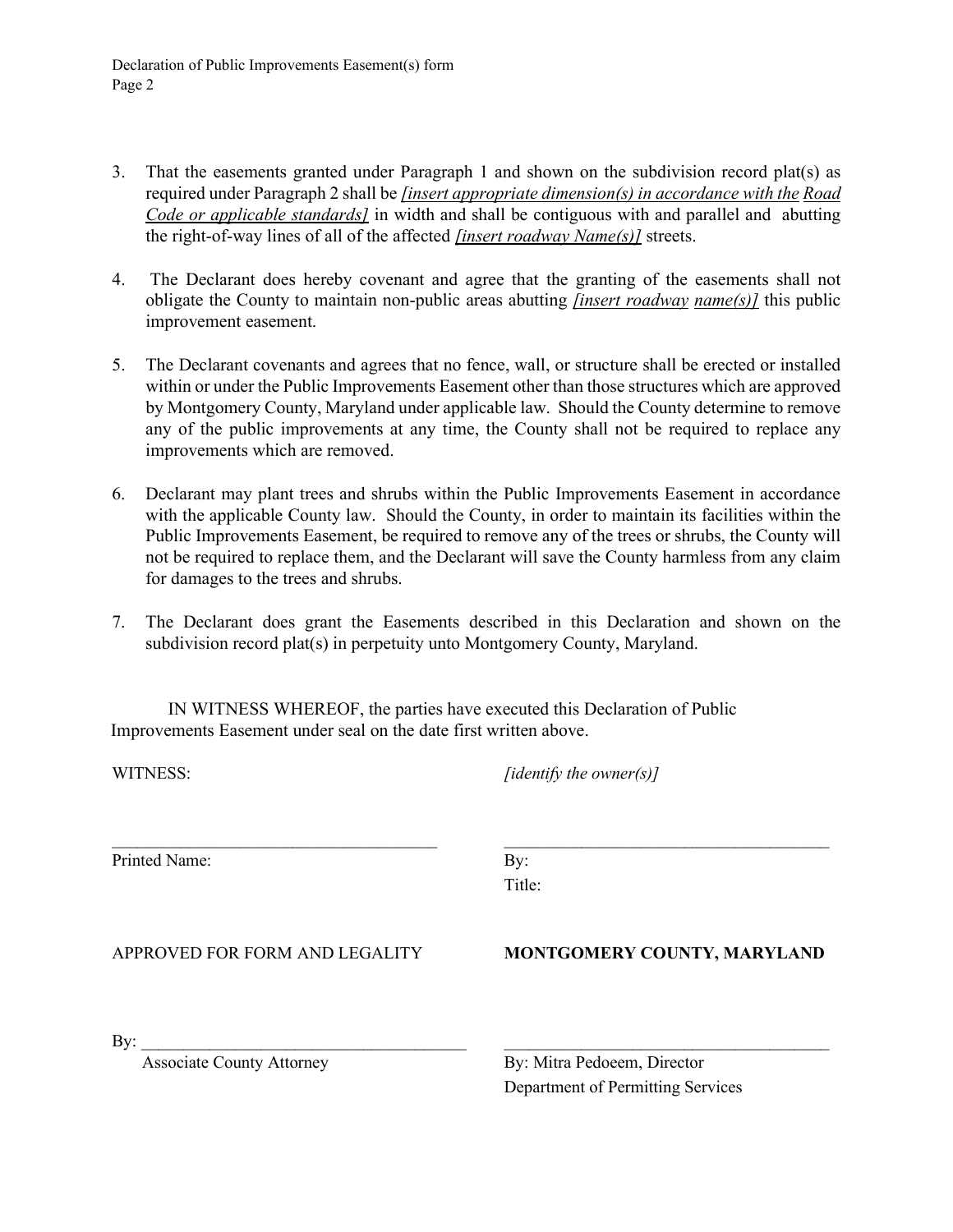3. That the easements granted under Paragraph 1 and shown on the subdivision record plat(s) as required under Paragraph 2 shall be *[insert appropriate dimension(s) in accordance with the Road Code or applicable standards]* in width and shall be contiguous with and parallel and abutting the right-of-way lines of all of the affected *[insert roadway Name(s)]* streets.

4. The Declarant does hereby covenant and agree that the granting of the easements shall not obligate the County to maintain non-public areas abutting *[insert roadway name(s)]* this public improvement easement.

5. The Declarant covenants and agrees that no fence, wall, or structure shall be erected or installed within or under the Public Improvements Easement other than those structures which are approved by Montgomery County, Maryland under applicable law. Should the County determine to remove any of the public improvements at any time, the County shall not be required to replace any improvements which are removed.

6. Declarant may plant trees and shrubs within the Public Improvements Easement in accordance with the applicable County law. Should the County, in order to maintain its facilities within the Public Improvements Easement, be required to remove any of the trees or shrubs, the County will not be required to replace them, and the Declarant will save the County harmless from any claim for damages to the trees and shrubs.

7. The Declarant does grant the Easements described in this Declaration and shown on the subdivision record plat(s) in perpetuity unto Montgomery County, Maryland.

IN WITNESS WHEREOF, the parties have executed this Declaration of Public Improvements Easement under seal on the date first written above.

WITNESS: *[identify the owner(s)]*

\_\_\_\_\_\_\_\_\_\_\_\_\_\_\_\_\_\_\_\_\_\_\_\_\_\_\_\_\_\_\_\_\_\_\_\_\_\_\_\_ \_\_\_\_\_\_\_\_\_\_\_\_\_\_\_\_\_\_\_\_\_\_\_\_\_\_\_\_\_\_\_\_\_\_\_\_\_\_\_\_

Printed Name: By:

Title:

APPROVED FOR FORM AND LEGALITY **MONTGOMERY COUNTY, MARYLAND**

By: \_\_\_\_\_\_\_\_\_\_\_\_\_\_\_\_\_\_\_\_\_\_\_\_\_\_\_\_\_\_\_\_\_\_\_\_\_\_\_\_ \_\_\_\_\_\_\_\_\_\_\_\_\_\_\_\_\_\_\_\_\_\_\_\_\_\_\_\_\_\_\_\_\_\_\_\_\_\_\_\_

Associate County Attorney By: Mitra Pedoeem, Director

Department of Permitting Services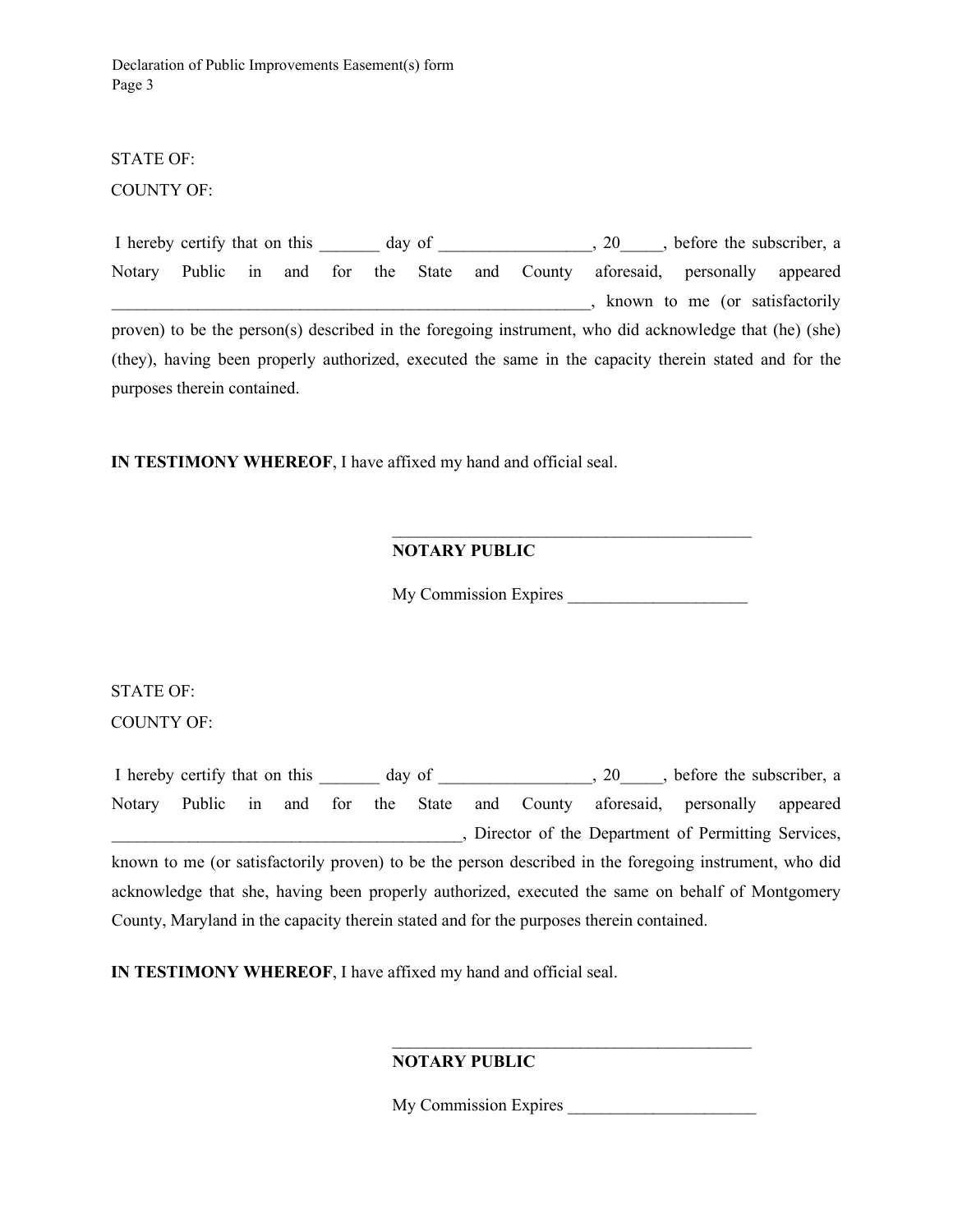STATE OF:

COUNTY OF:

I hereby certify that on this _______ day of __________________, 20_____, before the subscriber, a Notary Public in and for the State and County aforesaid, personally appeared _________________________________________________________, known to me (or satisfactorily proven) to be the person(s) described in the foregoing instrument, who did acknowledge that (he) (she) (they), having been properly authorized, executed the same in the capacity therein stated and for the purposes therein contained.

**IN TESTIMONY WHEREOF**, I have affixed my hand and official seal.

_____________________________________________
**NOTARY PUBLIC**

My Commission Expires _____________________

STATE OF:

COUNTY OF:

I hereby certify that on this _______ day of __________________, 20_____, before the subscriber, a Notary Public in and for the State and County aforesaid, personally appeared _________________________________________, Director of the Department of Permitting Services, known to me (or satisfactorily proven) to be the person described in the foregoing instrument, who did acknowledge that she, having been properly authorized, executed the same on behalf of Montgomery County, Maryland in the capacity therein stated and for the purposes therein contained.

**IN TESTIMONY WHEREOF**, I have affixed my hand and official seal.

_____________________________________________
**NOTARY PUBLIC**

My Commission Expires ______________________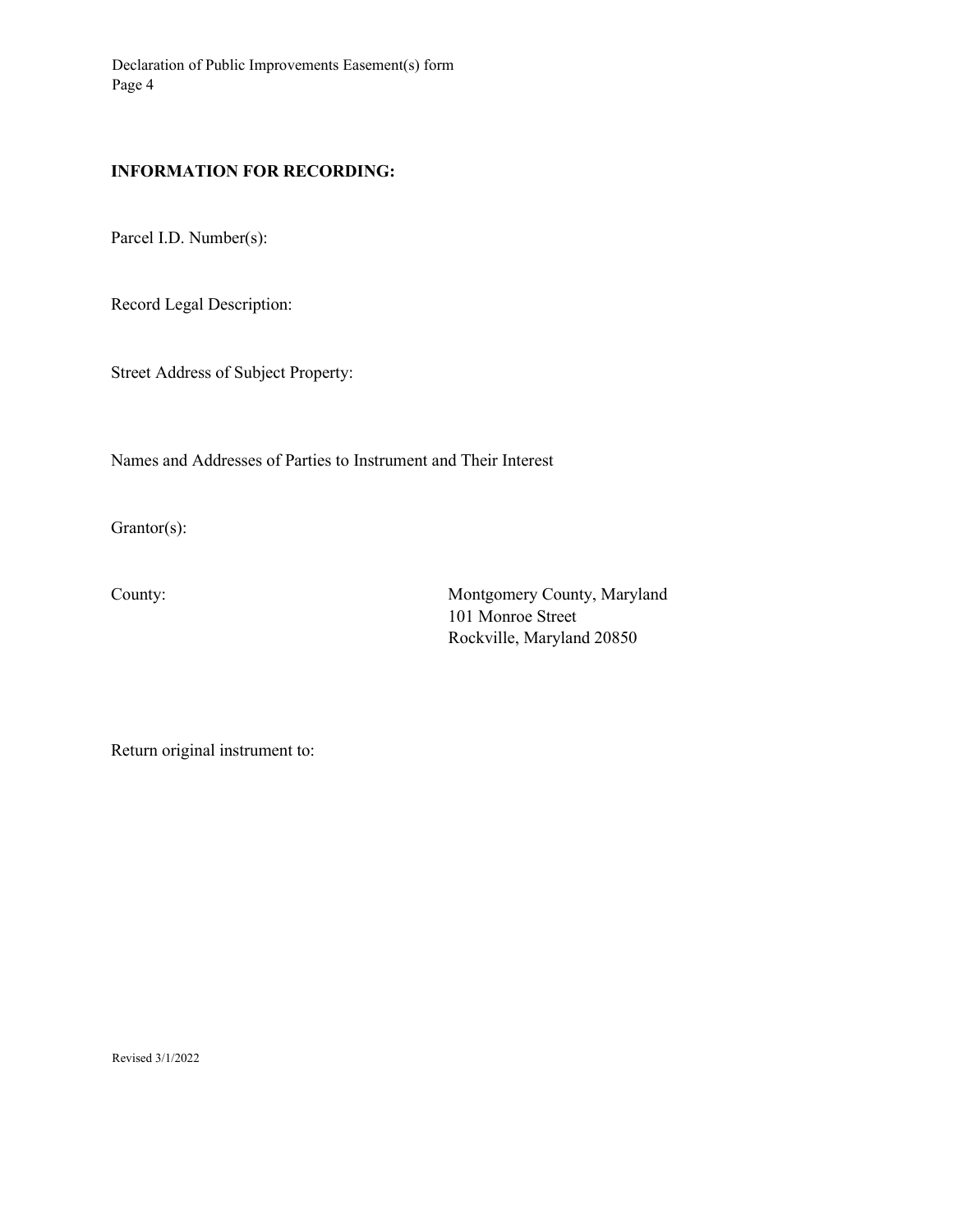**INFORMATION FOR RECORDING:**

Parcel I.D. Number(s):

Record Legal Description:

Street Address of Subject Property:

Names and Addresses of Parties to Instrument and Their Interest

Grantor(s):

County: Montgomery County, Maryland
101 Monroe Street
Rockville, Maryland 20850

Return original instrument to:

Revised 3/1/2022